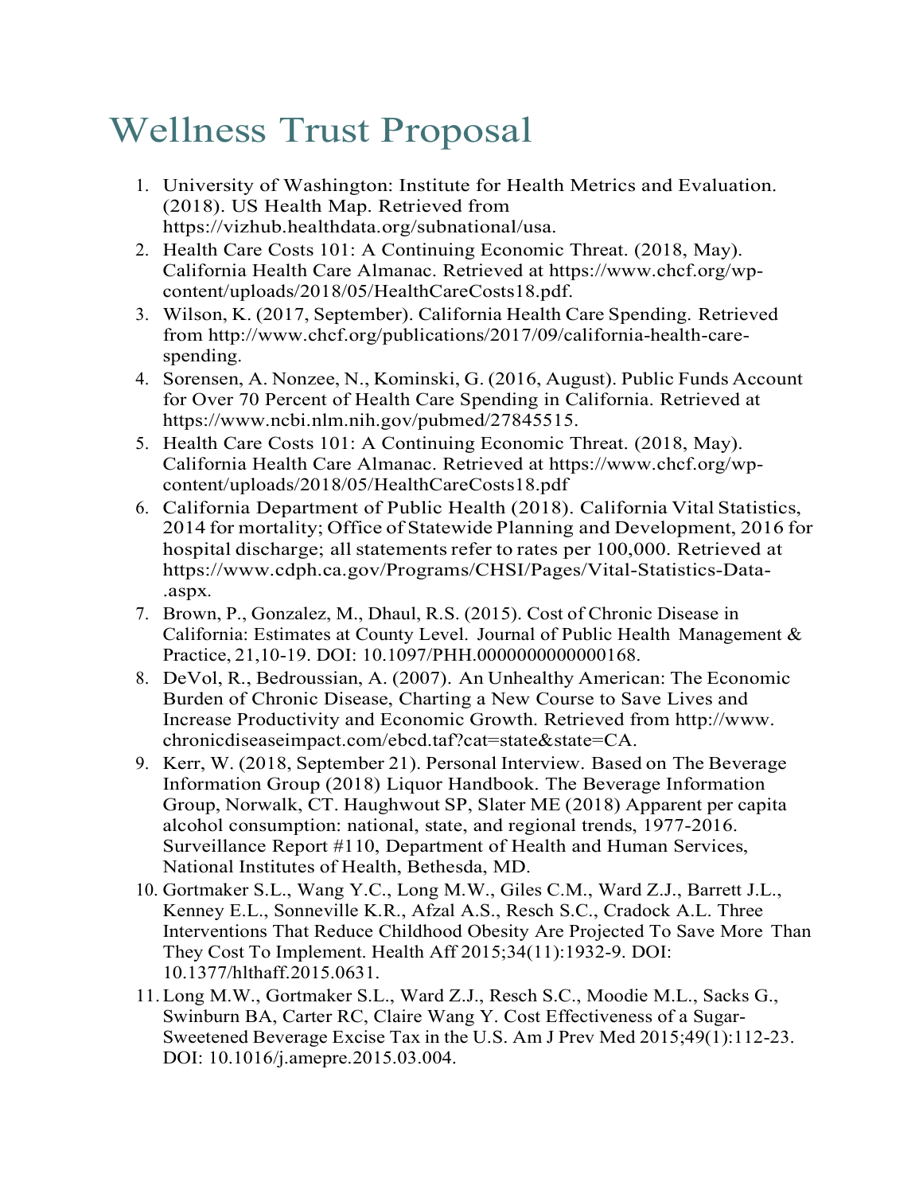# Wellness Trust Proposal

1. University of Washington: Institute for Health Metrics and Evaluation. (2018). US Health Map. Retrieved from https://vizhub.healthdata.org/subnational/usa.
2. Health Care Costs 101: A Continuing Economic Threat. (2018, May). California Health Care Almanac. Retrieved at https://www.chcf.org/wp-content/uploads/2018/05/HealthCareCosts18.pdf.
3. Wilson, K. (2017, September). California Health Care Spending. Retrieved from http://www.chcf.org/publications/2017/09/california-health-care-spending.
4. Sorensen, A. Nonzee, N., Kominski, G. (2016, August). Public Funds Account for Over 70 Percent of Health Care Spending in California. Retrieved at https://www.ncbi.nlm.nih.gov/pubmed/27845515.
5. Health Care Costs 101: A Continuing Economic Threat. (2018, May). California Health Care Almanac. Retrieved at https://www.chcf.org/wp-content/uploads/2018/05/HealthCareCosts18.pdf
6. California Department of Public Health (2018). California Vital Statistics, 2014 for mortality; Office of Statewide Planning and Development, 2016 for hospital discharge; all statements refer to rates per 100,000. Retrieved at https://www.cdph.ca.gov/Programs/CHSI/Pages/Vital-Statistics-Data-.aspx.
7. Brown, P., Gonzalez, M., Dhaul, R.S. (2015). Cost of Chronic Disease in California: Estimates at County Level. Journal of Public Health Management & Practice, 21,10-19. DOI: 10.1097/PHH.0000000000000168.
8. DeVol, R., Bedroussian, A. (2007). An Unhealthy American: The Economic Burden of Chronic Disease, Charting a New Course to Save Lives and Increase Productivity and Economic Growth. Retrieved from http://www.chronicdiseaseimpact.com/ebcd.taf?cat=state&state=CA.
9. Kerr, W. (2018, September 21). Personal Interview. Based on The Beverage Information Group (2018) Liquor Handbook. The Beverage Information Group, Norwalk, CT. Haughwout SP, Slater ME (2018) Apparent per capita alcohol consumption: national, state, and regional trends, 1977-2016. Surveillance Report #110, Department of Health and Human Services, National Institutes of Health, Bethesda, MD.
10. Gortmaker S.L., Wang Y.C., Long M.W., Giles C.M., Ward Z.J., Barrett J.L., Kenney E.L., Sonneville K.R., Afzal A.S., Resch S.C., Cradock A.L. Three Interventions That Reduce Childhood Obesity Are Projected To Save More Than They Cost To Implement. Health Aff 2015;34(11):1932-9. DOI: 10.1377/hlthaff.2015.0631.
11. Long M.W., Gortmaker S.L., Ward Z.J., Resch S.C., Moodie M.L., Sacks G., Swinburn BA, Carter RC, Claire Wang Y. Cost Effectiveness of a Sugar-Sweetened Beverage Excise Tax in the U.S. Am J Prev Med 2015;49(1):112-23. DOI: 10.1016/j.amepre.2015.03.004.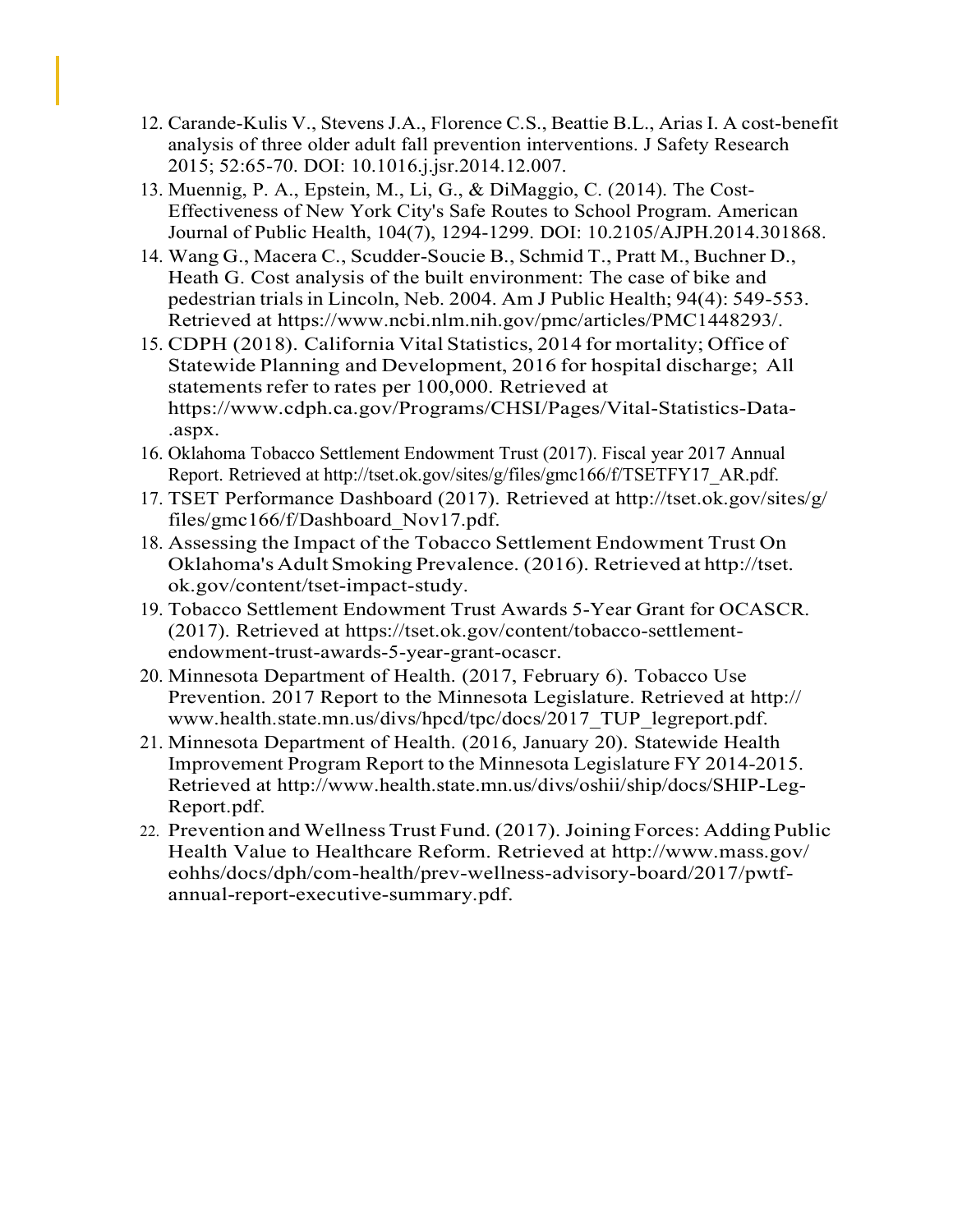12. Carande-Kulis V., Stevens J.A., Florence C.S., Beattie B.L., Arias I. A cost-benefit analysis of three older adult fall prevention interventions. J Safety Research 2015; 52:65-70. DOI: 10.1016.j.jsr.2014.12.007.
13. Muennig, P. A., Epstein, M., Li, G., & DiMaggio, C. (2014). The Cost-Effectiveness of New York City's Safe Routes to School Program. American Journal of Public Health, 104(7), 1294-1299. DOI: 10.2105/AJPH.2014.301868.
14. Wang G., Macera C., Scudder-Soucie B., Schmid T., Pratt M., Buchner D., Heath G. Cost analysis of the built environment: The case of bike and pedestrian trials in Lincoln, Neb. 2004. Am J Public Health; 94(4): 549-553. Retrieved at https://www.ncbi.nlm.nih.gov/pmc/articles/PMC1448293/.
15. CDPH (2018). California Vital Statistics, 2014 for mortality; Office of Statewide Planning and Development, 2016 for hospital discharge; All statements refer to rates per 100,000. Retrieved at https://www.cdph.ca.gov/Programs/CHSI/Pages/Vital-Statistics-Data-.aspx.
16. Oklahoma Tobacco Settlement Endowment Trust (2017). Fiscal year 2017 Annual Report. Retrieved at http://tset.ok.gov/sites/g/files/gmc166/f/TSETFY17_AR.pdf.
17. TSET Performance Dashboard (2017). Retrieved at http://tset.ok.gov/sites/g/files/gmc166/f/Dashboard_Nov17.pdf.
18. Assessing the Impact of the Tobacco Settlement Endowment Trust On Oklahoma's Adult Smoking Prevalence. (2016). Retrieved at http://tset.ok.gov/content/tset-impact-study.
19. Tobacco Settlement Endowment Trust Awards 5-Year Grant for OCASCR. (2017). Retrieved at https://tset.ok.gov/content/tobacco-settlement-endowment-trust-awards-5-year-grant-ocascr.
20. Minnesota Department of Health. (2017, February 6). Tobacco Use Prevention. 2017 Report to the Minnesota Legislature. Retrieved at http://www.health.state.mn.us/divs/hpcd/tpc/docs/2017_TUP_legreport.pdf.
21. Minnesota Department of Health. (2016, January 20). Statewide Health Improvement Program Report to the Minnesota Legislature FY 2014-2015. Retrieved at http://www.health.state.mn.us/divs/oshii/ship/docs/SHIP-Leg-Report.pdf.
22. Prevention and Wellness Trust Fund. (2017). Joining Forces: Adding Public Health Value to Healthcare Reform. Retrieved at http://www.mass.gov/eohhs/docs/dph/com-health/prev-wellness-advisory-board/2017/pwtf-annual-report-executive-summary.pdf.